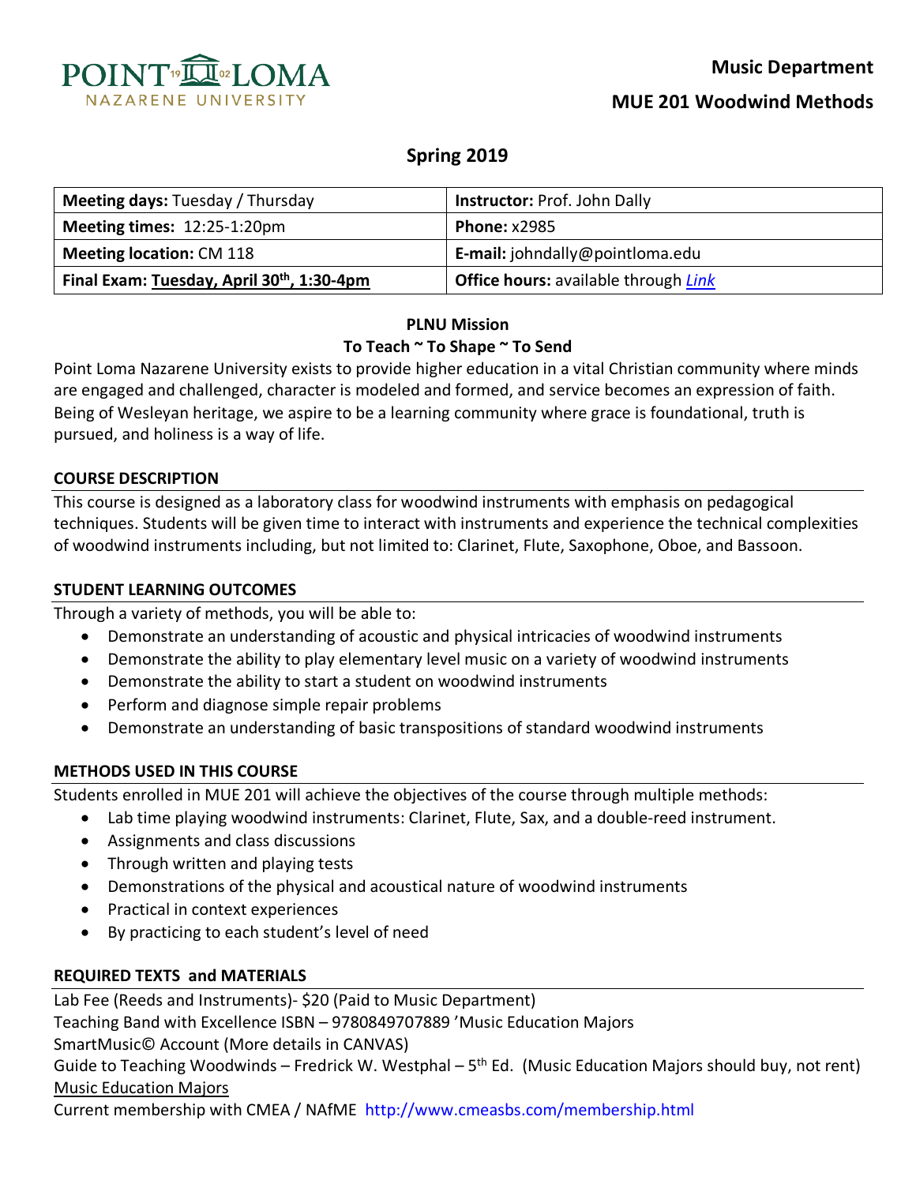**POINT LOMA NAZARENE UNIVERSITY**

**Music Department**

**MUE 201 Woodwind Methods**

## Spring 2019

| **Meeting days:** Tuesday / Thursday | **Instructor:** Prof. John Dally |
|---|---|
| **Meeting times:** 12:25-1:20pm | **Phone:** x2985 |
| **Meeting location:** CM 118 | **E-mail:** johndally@pointloma.edu |
| **Final Exam: Tuesday, April 30th, 1:30-4pm** | **Office hours:** available through *Link* |

**PLNU Mission**

**To Teach ~ To Shape ~ To Send**

Point Loma Nazarene University exists to provide higher education in a vital Christian community where minds are engaged and challenged, character is modeled and formed, and service becomes an expression of faith. Being of Wesleyan heritage, we aspire to be a learning community where grace is foundational, truth is pursued, and holiness is a way of life.

### COURSE DESCRIPTION

This course is designed as a laboratory class for woodwind instruments with emphasis on pedagogical techniques. Students will be given time to interact with instruments and experience the technical complexities of woodwind instruments including, but not limited to: Clarinet, Flute, Saxophone, Oboe, and Bassoon.

### STUDENT LEARNING OUTCOMES

Through a variety of methods, you will be able to:

- Demonstrate an understanding of acoustic and physical intricacies of woodwind instruments
- Demonstrate the ability to play elementary level music on a variety of woodwind instruments
- Demonstrate the ability to start a student on woodwind instruments
- Perform and diagnose simple repair problems
- Demonstrate an understanding of basic transpositions of standard woodwind instruments

### METHODS USED IN THIS COURSE

Students enrolled in MUE 201 will achieve the objectives of the course through multiple methods:

- Lab time playing woodwind instruments: Clarinet, Flute, Sax, and a double-reed instrument.
- Assignments and class discussions
- Through written and playing tests
- Demonstrations of the physical and acoustical nature of woodwind instruments
- Practical in context experiences
- By practicing to each student's level of need

### REQUIRED TEXTS and MATERIALS

Lab Fee (Reeds and Instruments)- $20 (Paid to Music Department)
Teaching Band with Excellence ISBN – 9780849707889 'Music Education Majors
SmartMusic© Account (More details in CANVAS)
Guide to Teaching Woodwinds – Fredrick W. Westphal – 5th Ed. (Music Education Majors should buy, not rent)
Music Education Majors
Current membership with CMEA / NAfME http://www.cmeasbs.com/membership.html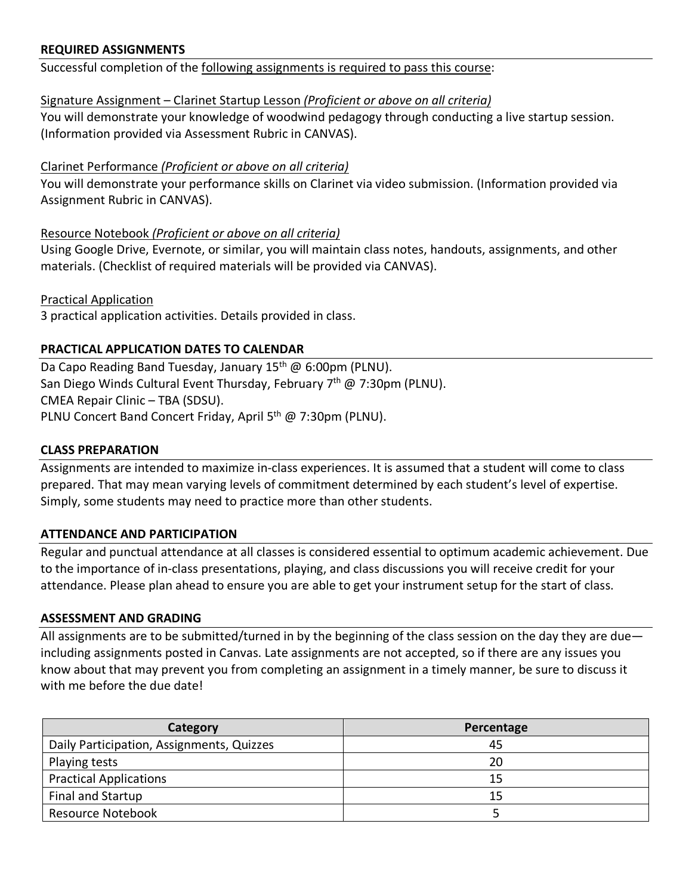## REQUIRED ASSIGNMENTS

Successful completion of the following assignments is required to pass this course:

Signature Assignment – Clarinet Startup Lesson *(Proficient or above on all criteria)*
You will demonstrate your knowledge of woodwind pedagogy through conducting a live startup session. (Information provided via Assessment Rubric in CANVAS).

Clarinet Performance *(Proficient or above on all criteria)*
You will demonstrate your performance skills on Clarinet via video submission. (Information provided via Assignment Rubric in CANVAS).

Resource Notebook *(Proficient or above on all criteria)*
Using Google Drive, Evernote, or similar, you will maintain class notes, handouts, assignments, and other materials. (Checklist of required materials will be provided via CANVAS).

Practical Application
3 practical application activities. Details provided in class.

## PRACTICAL APPLICATION DATES TO CALENDAR

Da Capo Reading Band Tuesday, January 15th @ 6:00pm (PLNU).
San Diego Winds Cultural Event Thursday, February 7th @ 7:30pm (PLNU).
CMEA Repair Clinic – TBA (SDSU).
PLNU Concert Band Concert Friday, April 5th @ 7:30pm (PLNU).

## CLASS PREPARATION

Assignments are intended to maximize in-class experiences. It is assumed that a student will come to class prepared. That may mean varying levels of commitment determined by each student's level of expertise. Simply, some students may need to practice more than other students.

## ATTENDANCE AND PARTICIPATION

Regular and punctual attendance at all classes is considered essential to optimum academic achievement. Due to the importance of in-class presentations, playing, and class discussions you will receive credit for your attendance. Please plan ahead to ensure you are able to get your instrument setup for the start of class.

## ASSESSMENT AND GRADING

All assignments are to be submitted/turned in by the beginning of the class session on the day they are due—including assignments posted in Canvas. Late assignments are not accepted, so if there are any issues you know about that may prevent you from completing an assignment in a timely manner, be sure to discuss it with me before the due date!

| Category | Percentage |
| --- | --- |
| Daily Participation, Assignments, Quizzes | 45 |
| Playing tests | 20 |
| Practical Applications | 15 |
| Final and Startup | 15 |
| Resource Notebook | 5 |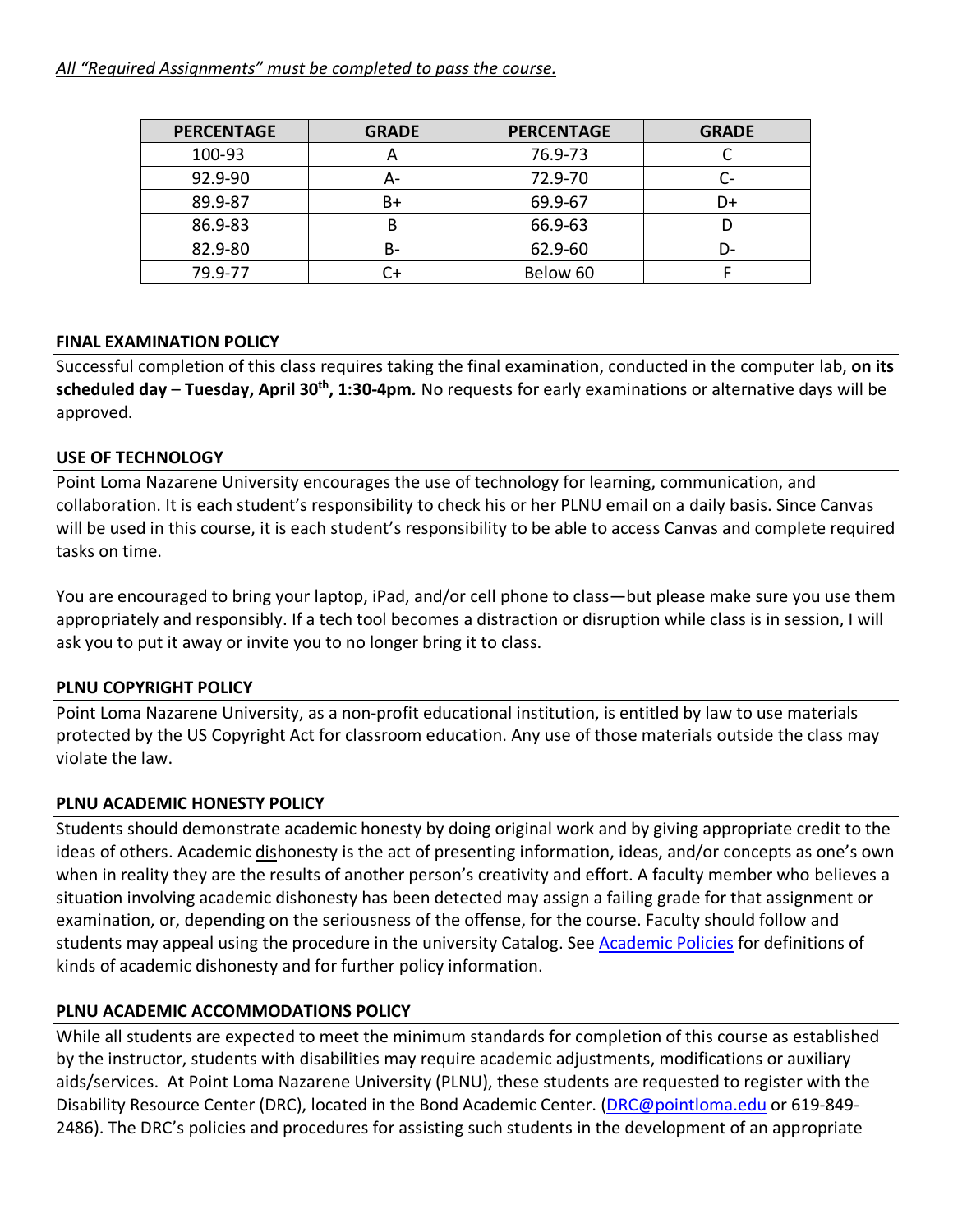*All "Required Assignments" must be completed to pass the course.*

| PERCENTAGE | GRADE | PERCENTAGE | GRADE |
|---|---|---|---|
| 100-93 | A | 76.9-73 | C |
| 92.9-90 | A- | 72.9-70 | C- |
| 89.9-87 | B+ | 69.9-67 | D+ |
| 86.9-83 | B | 66.9-63 | D |
| 82.9-80 | B- | 62.9-60 | D- |
| 79.9-77 | C+ | Below 60 | F |

### FINAL EXAMINATION POLICY

Successful completion of this class requires taking the final examination, conducted in the computer lab, **on its scheduled day** – **Tuesday, April 30th, 1:30-4pm.** No requests for early examinations or alternative days will be approved.

### USE OF TECHNOLOGY

Point Loma Nazarene University encourages the use of technology for learning, communication, and collaboration. It is each student's responsibility to check his or her PLNU email on a daily basis. Since Canvas will be used in this course, it is each student's responsibility to be able to access Canvas and complete required tasks on time.

You are encouraged to bring your laptop, iPad, and/or cell phone to class—but please make sure you use them appropriately and responsibly. If a tech tool becomes a distraction or disruption while class is in session, I will ask you to put it away or invite you to no longer bring it to class.

### PLNU COPYRIGHT POLICY

Point Loma Nazarene University, as a non-profit educational institution, is entitled by law to use materials protected by the US Copyright Act for classroom education. Any use of those materials outside the class may violate the law.

### PLNU ACADEMIC HONESTY POLICY

Students should demonstrate academic honesty by doing original work and by giving appropriate credit to the ideas of others. Academic dishonesty is the act of presenting information, ideas, and/or concepts as one's own when in reality they are the results of another person's creativity and effort. A faculty member who believes a situation involving academic dishonesty has been detected may assign a failing grade for that assignment or examination, or, depending on the seriousness of the offense, for the course. Faculty should follow and students may appeal using the procedure in the university Catalog. See Academic Policies for definitions of kinds of academic dishonesty and for further policy information.

### PLNU ACADEMIC ACCOMMODATIONS POLICY

While all students are expected to meet the minimum standards for completion of this course as established by the instructor, students with disabilities may require academic adjustments, modifications or auxiliary aids/services. At Point Loma Nazarene University (PLNU), these students are requested to register with the Disability Resource Center (DRC), located in the Bond Academic Center. (DRC@pointloma.edu or 619-849-2486). The DRC's policies and procedures for assisting such students in the development of an appropriate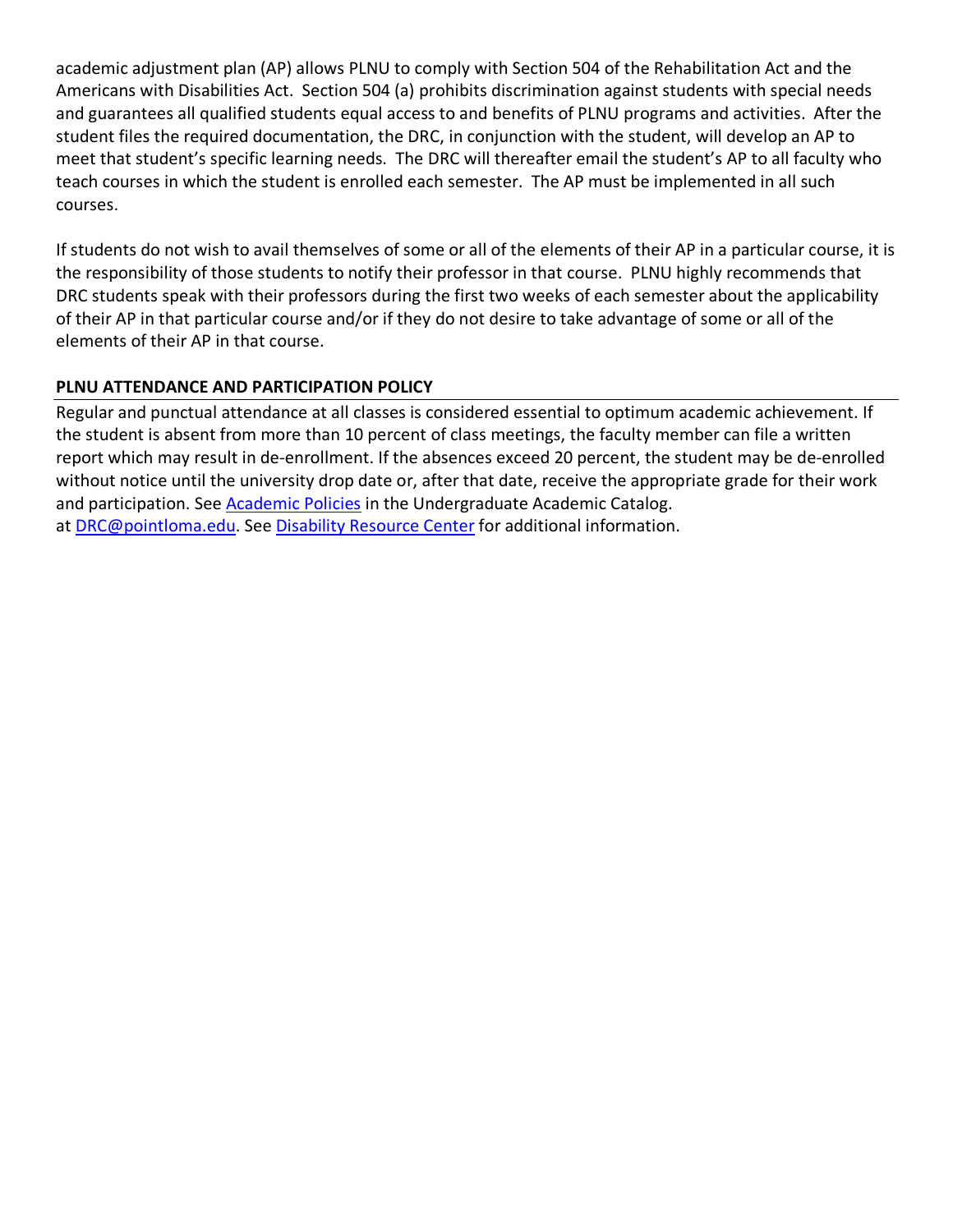academic adjustment plan (AP) allows PLNU to comply with Section 504 of the Rehabilitation Act and the Americans with Disabilities Act. Section 504 (a) prohibits discrimination against students with special needs and guarantees all qualified students equal access to and benefits of PLNU programs and activities. After the student files the required documentation, the DRC, in conjunction with the student, will develop an AP to meet that student's specific learning needs. The DRC will thereafter email the student's AP to all faculty who teach courses in which the student is enrolled each semester. The AP must be implemented in all such courses.

If students do not wish to avail themselves of some or all of the elements of their AP in a particular course, it is the responsibility of those students to notify their professor in that course. PLNU highly recommends that DRC students speak with their professors during the first two weeks of each semester about the applicability of their AP in that particular course and/or if they do not desire to take advantage of some or all of the elements of their AP in that course.

## PLNU ATTENDANCE AND PARTICIPATION POLICY

Regular and punctual attendance at all classes is considered essential to optimum academic achievement. If the student is absent from more than 10 percent of class meetings, the faculty member can file a written report which may result in de-enrollment. If the absences exceed 20 percent, the student may be de-enrolled without notice until the university drop date or, after that date, receive the appropriate grade for their work and participation. See Academic Policies in the Undergraduate Academic Catalog.
at DRC@pointloma.edu. See Disability Resource Center for additional information.